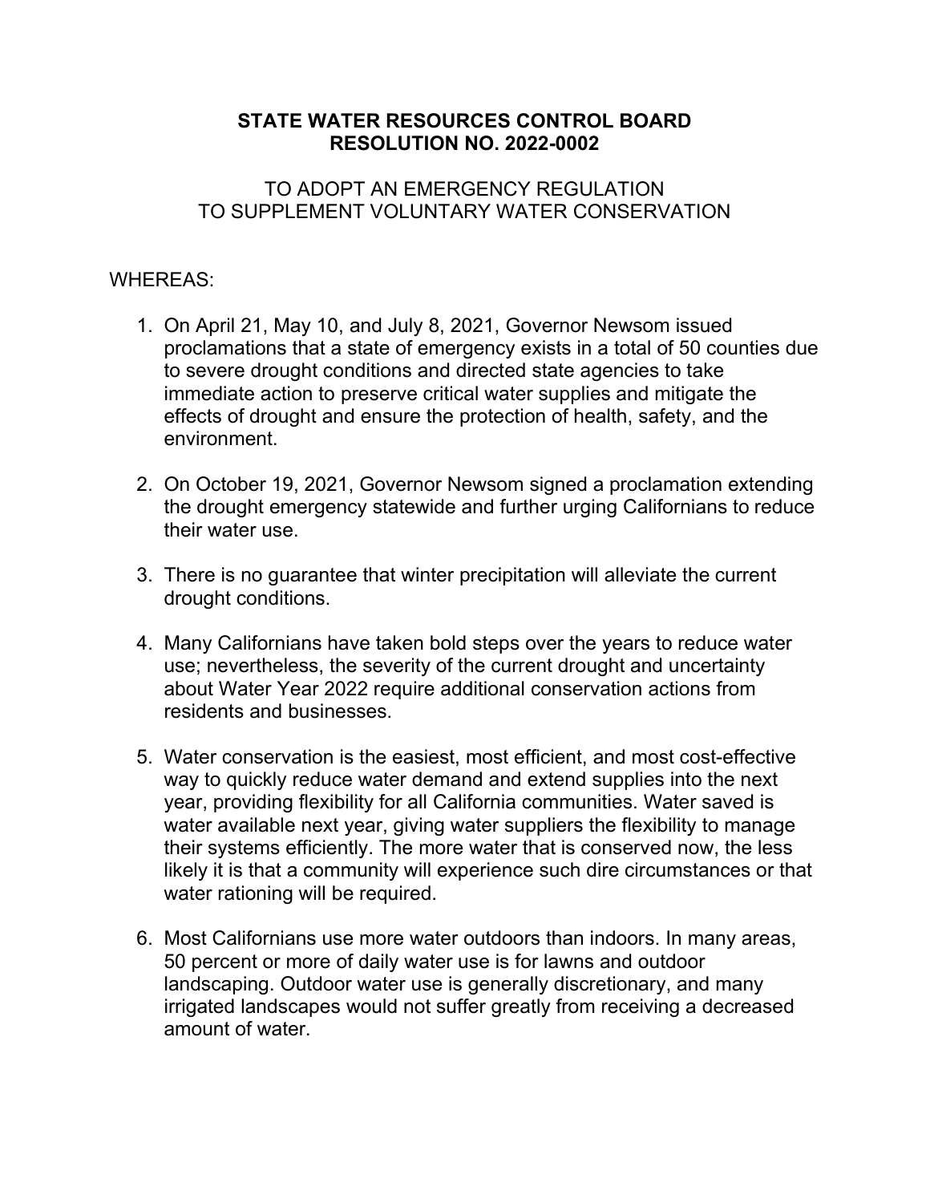# STATE WATER RESOURCES CONTROL BOARD
# RESOLUTION NO. 2022-0002

## TO ADOPT AN EMERGENCY REGULATION TO SUPPLEMENT VOLUNTARY WATER CONSERVATION

WHEREAS:

1. On April 21, May 10, and July 8, 2021, Governor Newsom issued proclamations that a state of emergency exists in a total of 50 counties due to severe drought conditions and directed state agencies to take immediate action to preserve critical water supplies and mitigate the effects of drought and ensure the protection of health, safety, and the environment.

2. On October 19, 2021, Governor Newsom signed a proclamation extending the drought emergency statewide and further urging Californians to reduce their water use.

3. There is no guarantee that winter precipitation will alleviate the current drought conditions.

4. Many Californians have taken bold steps over the years to reduce water use; nevertheless, the severity of the current drought and uncertainty about Water Year 2022 require additional conservation actions from residents and businesses.

5. Water conservation is the easiest, most efficient, and most cost-effective way to quickly reduce water demand and extend supplies into the next year, providing flexibility for all California communities. Water saved is water available next year, giving water suppliers the flexibility to manage their systems efficiently. The more water that is conserved now, the less likely it is that a community will experience such dire circumstances or that water rationing will be required.

6. Most Californians use more water outdoors than indoors. In many areas, 50 percent or more of daily water use is for lawns and outdoor landscaping. Outdoor water use is generally discretionary, and many irrigated landscapes would not suffer greatly from receiving a decreased amount of water.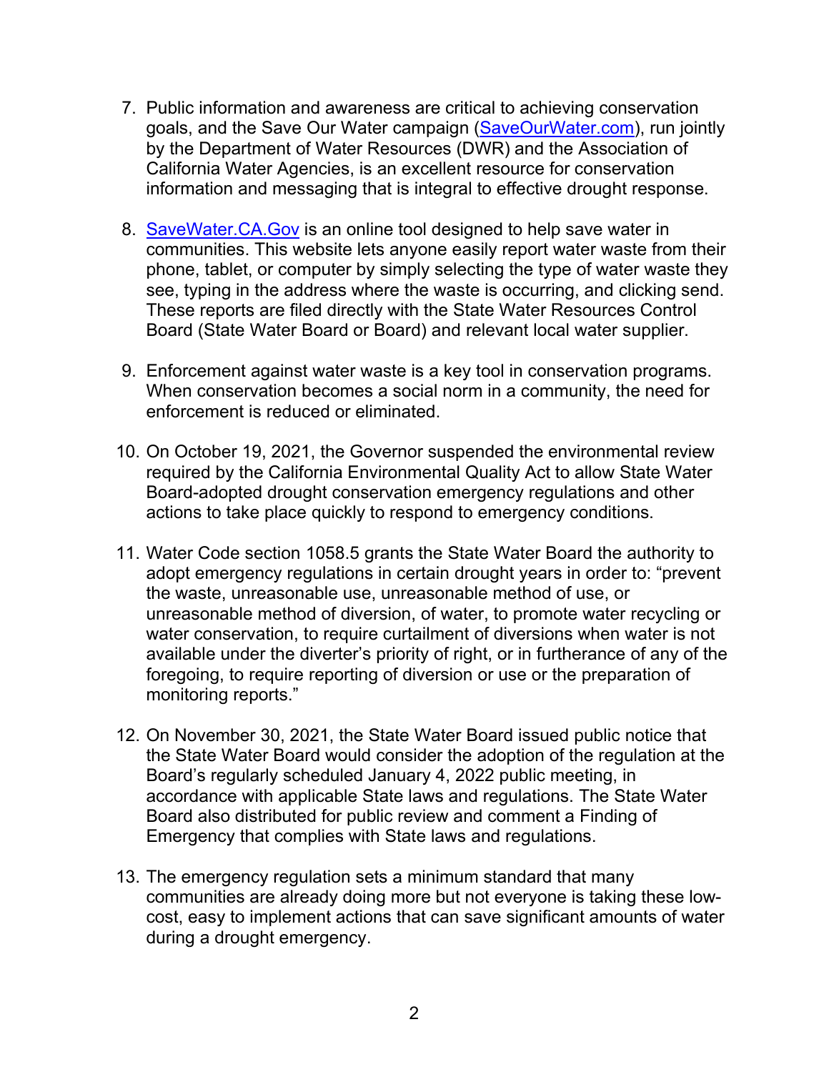7. Public information and awareness are critical to achieving conservation goals, and the Save Our Water campaign ([SaveOurWater.com](https://SaveOurWater.com)), run jointly by the Department of Water Resources (DWR) and the Association of California Water Agencies, is an excellent resource for conservation information and messaging that is integral to effective drought response.

8. [SaveWater.CA.Gov](https://SaveWater.CA.Gov) is an online tool designed to help save water in communities. This website lets anyone easily report water waste from their phone, tablet, or computer by simply selecting the type of water waste they see, typing in the address where the waste is occurring, and clicking send. These reports are filed directly with the State Water Resources Control Board (State Water Board or Board) and relevant local water supplier.

9. Enforcement against water waste is a key tool in conservation programs. When conservation becomes a social norm in a community, the need for enforcement is reduced or eliminated.

10. On October 19, 2021, the Governor suspended the environmental review required by the California Environmental Quality Act to allow State Water Board-adopted drought conservation emergency regulations and other actions to take place quickly to respond to emergency conditions.

11. Water Code section 1058.5 grants the State Water Board the authority to adopt emergency regulations in certain drought years in order to: "prevent the waste, unreasonable use, unreasonable method of use, or unreasonable method of diversion, of water, to promote water recycling or water conservation, to require curtailment of diversions when water is not available under the diverter's priority of right, or in furtherance of any of the foregoing, to require reporting of diversion or use or the preparation of monitoring reports."

12. On November 30, 2021, the State Water Board issued public notice that the State Water Board would consider the adoption of the regulation at the Board's regularly scheduled January 4, 2022 public meeting, in accordance with applicable State laws and regulations. The State Water Board also distributed for public review and comment a Finding of Emergency that complies with State laws and regulations.

13. The emergency regulation sets a minimum standard that many communities are already doing more but not everyone is taking these low-cost, easy to implement actions that can save significant amounts of water during a drought emergency.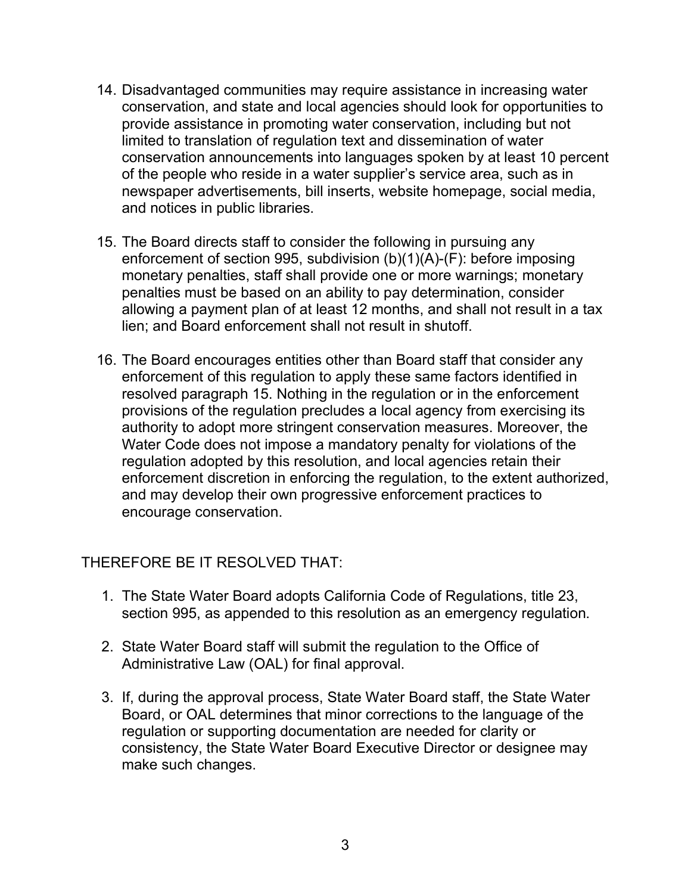14. Disadvantaged communities may require assistance in increasing water conservation, and state and local agencies should look for opportunities to provide assistance in promoting water conservation, including but not limited to translation of regulation text and dissemination of water conservation announcements into languages spoken by at least 10 percent of the people who reside in a water supplier's service area, such as in newspaper advertisements, bill inserts, website homepage, social media, and notices in public libraries.

15. The Board directs staff to consider the following in pursuing any enforcement of section 995, subdivision (b)(1)(A)-(F): before imposing monetary penalties, staff shall provide one or more warnings; monetary penalties must be based on an ability to pay determination, consider allowing a payment plan of at least 12 months, and shall not result in a tax lien; and Board enforcement shall not result in shutoff.

16. The Board encourages entities other than Board staff that consider any enforcement of this regulation to apply these same factors identified in resolved paragraph 15. Nothing in the regulation or in the enforcement provisions of the regulation precludes a local agency from exercising its authority to adopt more stringent conservation measures. Moreover, the Water Code does not impose a mandatory penalty for violations of the regulation adopted by this resolution, and local agencies retain their enforcement discretion in enforcing the regulation, to the extent authorized, and may develop their own progressive enforcement practices to encourage conservation.

THEREFORE BE IT RESOLVED THAT:

1. The State Water Board adopts California Code of Regulations, title 23, section 995, as appended to this resolution as an emergency regulation.

2. State Water Board staff will submit the regulation to the Office of Administrative Law (OAL) for final approval.

3. If, during the approval process, State Water Board staff, the State Water Board, or OAL determines that minor corrections to the language of the regulation or supporting documentation are needed for clarity or consistency, the State Water Board Executive Director or designee may make such changes.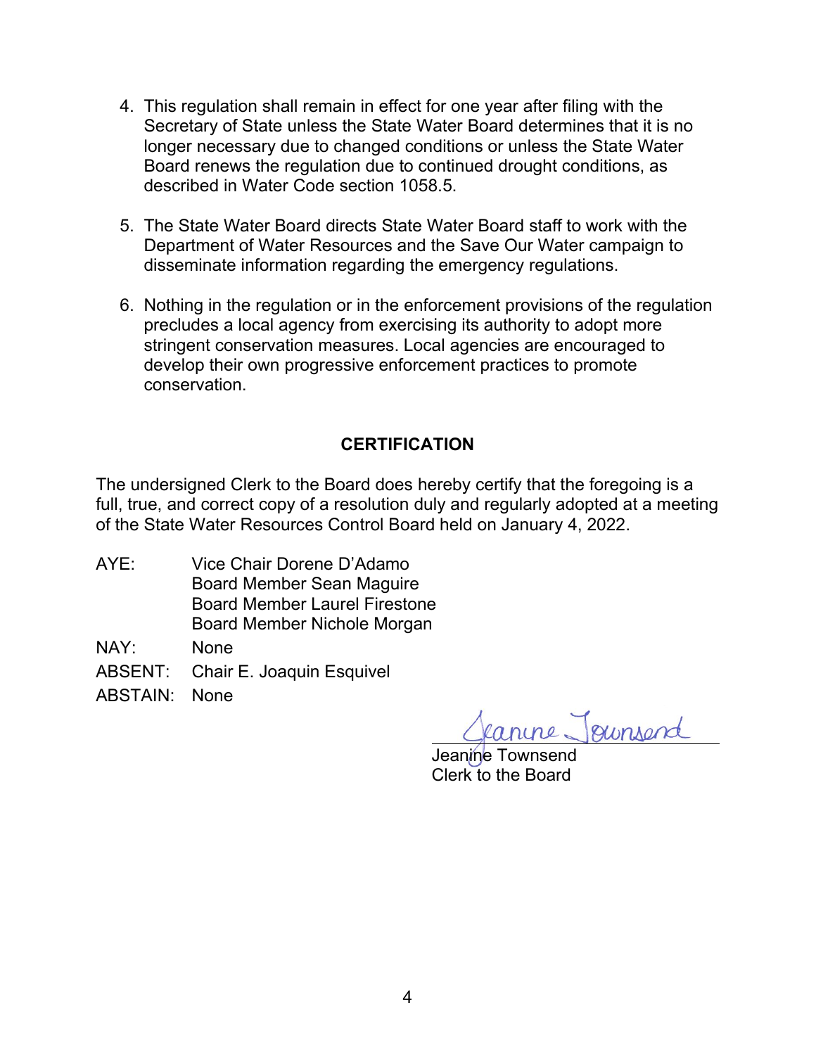4. This regulation shall remain in effect for one year after filing with the Secretary of State unless the State Water Board determines that it is no longer necessary due to changed conditions or unless the State Water Board renews the regulation due to continued drought conditions, as described in Water Code section 1058.5.

5. The State Water Board directs State Water Board staff to work with the Department of Water Resources and the Save Our Water campaign to disseminate information regarding the emergency regulations.

6. Nothing in the regulation or in the enforcement provisions of the regulation precludes a local agency from exercising its authority to adopt more stringent conservation measures. Local agencies are encouraged to develop their own progressive enforcement practices to promote conservation.

## CERTIFICATION

The undersigned Clerk to the Board does hereby certify that the foregoing is a full, true, and correct copy of a resolution duly and regularly adopted at a meeting of the State Water Resources Control Board held on January 4, 2022.

AYE: Vice Chair Dorene D'Adamo
Board Member Sean Maguire
Board Member Laurel Firestone
Board Member Nichole Morgan

NAY: None

ABSENT: Chair E. Joaquin Esquivel

ABSTAIN: None

Jeanine Townsend

Jeanine Townsend
Clerk to the Board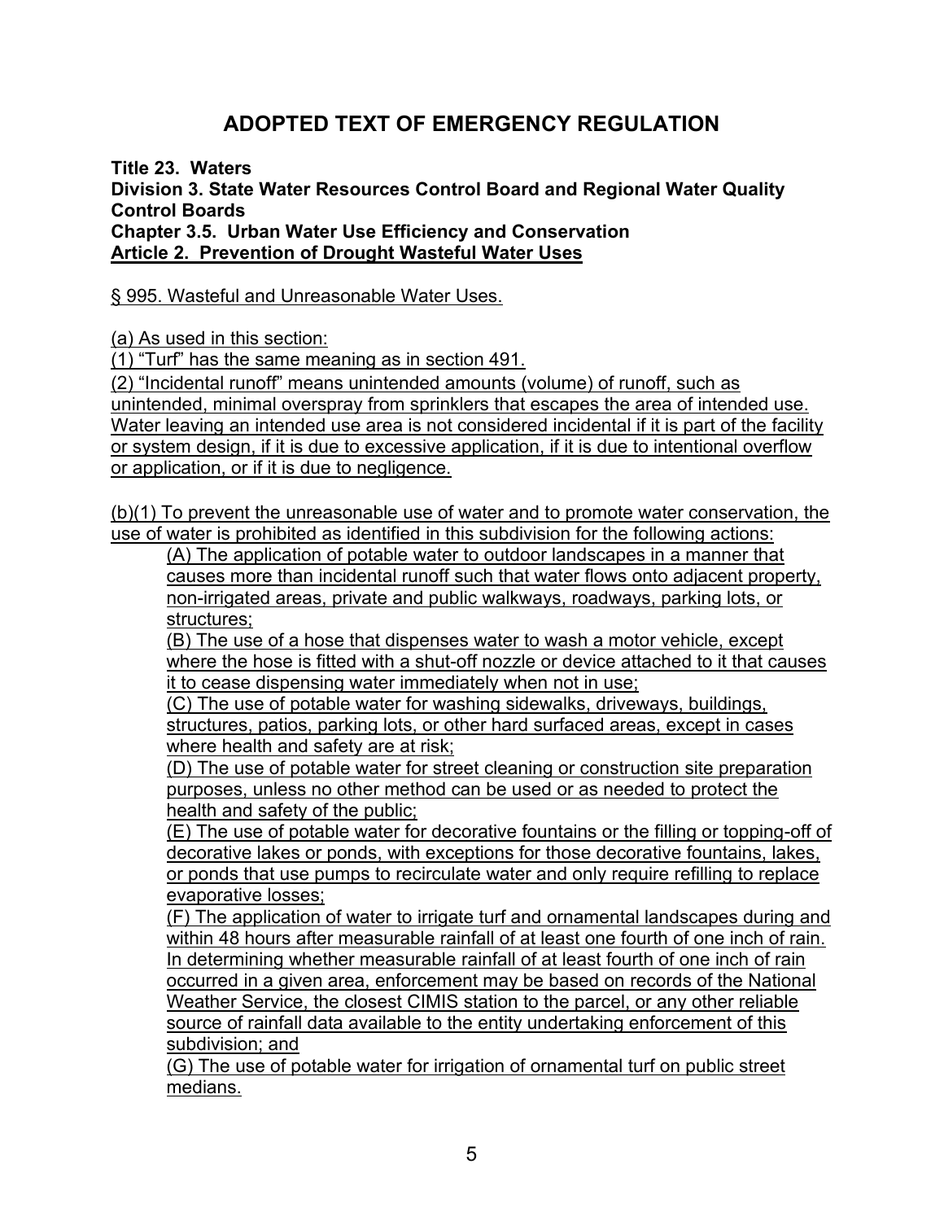# ADOPTED TEXT OF EMERGENCY REGULATION

**Title 23. Waters**
**Division 3. State Water Resources Control Board and Regional Water Quality Control Boards**
**Chapter 3.5. Urban Water Use Efficiency and Conservation**
**Article 2. Prevention of Drought Wasteful Water Uses**

§ 995. Wasteful and Unreasonable Water Uses.

(a) As used in this section:
(1) "Turf" has the same meaning as in section 491.
(2) "Incidental runoff" means unintended amounts (volume) of runoff, such as unintended, minimal overspray from sprinklers that escapes the area of intended use. Water leaving an intended use area is not considered incidental if it is part of the facility or system design, if it is due to excessive application, if it is due to intentional overflow or application, or if it is due to negligence.

(b)(1) To prevent the unreasonable use of water and to promote water conservation, the use of water is prohibited as identified in this subdivision for the following actions:

(A) The application of potable water to outdoor landscapes in a manner that causes more than incidental runoff such that water flows onto adjacent property, non-irrigated areas, private and public walkways, roadways, parking lots, or structures;

(B) The use of a hose that dispenses water to wash a motor vehicle, except where the hose is fitted with a shut-off nozzle or device attached to it that causes it to cease dispensing water immediately when not in use;

(C) The use of potable water for washing sidewalks, driveways, buildings, structures, patios, parking lots, or other hard surfaced areas, except in cases where health and safety are at risk;

(D) The use of potable water for street cleaning or construction site preparation purposes, unless no other method can be used or as needed to protect the health and safety of the public;

(E) The use of potable water for decorative fountains or the filling or topping-off of decorative lakes or ponds, with exceptions for those decorative fountains, lakes, or ponds that use pumps to recirculate water and only require refilling to replace evaporative losses;

(F) The application of water to irrigate turf and ornamental landscapes during and within 48 hours after measurable rainfall of at least one fourth of one inch of rain. In determining whether measurable rainfall of at least fourth of one inch of rain occurred in a given area, enforcement may be based on records of the National Weather Service, the closest CIMIS station to the parcel, or any other reliable source of rainfall data available to the entity undertaking enforcement of this subdivision; and

(G) The use of potable water for irrigation of ornamental turf on public street medians.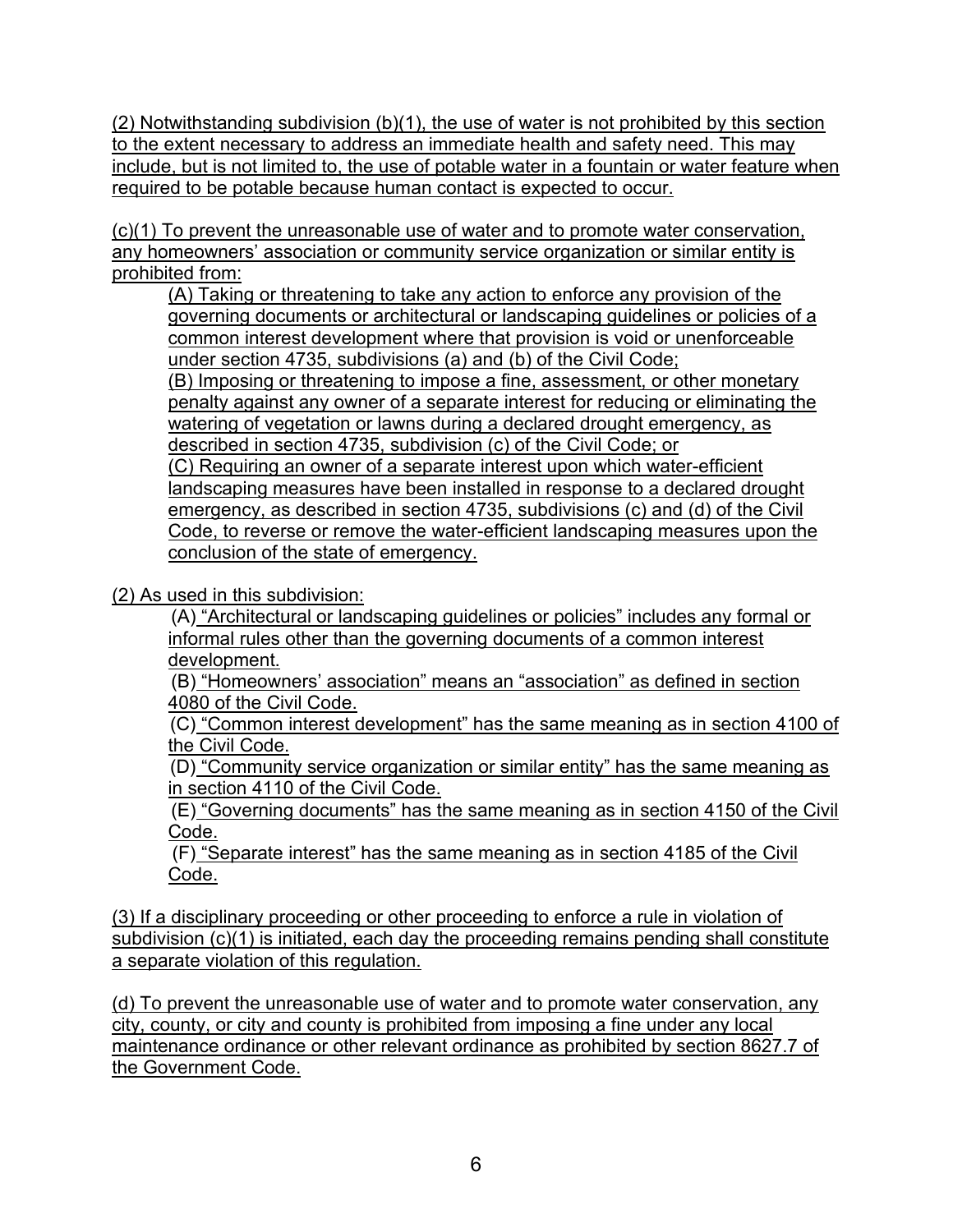(2) Notwithstanding subdivision (b)(1), the use of water is not prohibited by this section to the extent necessary to address an immediate health and safety need. This may include, but is not limited to, the use of potable water in a fountain or water feature when required to be potable because human contact is expected to occur.

(c)(1) To prevent the unreasonable use of water and to promote water conservation, any homeowners' association or community service organization or similar entity is prohibited from:

> (A) Taking or threatening to take any action to enforce any provision of the governing documents or architectural or landscaping guidelines or policies of a common interest development where that provision is void or unenforceable under section 4735, subdivisions (a) and (b) of the Civil Code;
> (B) Imposing or threatening to impose a fine, assessment, or other monetary penalty against any owner of a separate interest for reducing or eliminating the watering of vegetation or lawns during a declared drought emergency, as described in section 4735, subdivision (c) of the Civil Code; or
> (C) Requiring an owner of a separate interest upon which water-efficient landscaping measures have been installed in response to a declared drought emergency, as described in section 4735, subdivisions (c) and (d) of the Civil Code, to reverse or remove the water-efficient landscaping measures upon the conclusion of the state of emergency.

(2) As used in this subdivision:

> (A) "Architectural or landscaping guidelines or policies" includes any formal or informal rules other than the governing documents of a common interest development.
> (B) "Homeowners' association" means an "association" as defined in section 4080 of the Civil Code.
> (C) "Common interest development" has the same meaning as in section 4100 of the Civil Code.
> (D) "Community service organization or similar entity" has the same meaning as in section 4110 of the Civil Code.
> (E) "Governing documents" has the same meaning as in section 4150 of the Civil Code.
> (F) "Separate interest" has the same meaning as in section 4185 of the Civil Code.

(3) If a disciplinary proceeding or other proceeding to enforce a rule in violation of subdivision (c)(1) is initiated, each day the proceeding remains pending shall constitute a separate violation of this regulation.

(d) To prevent the unreasonable use of water and to promote water conservation, any city, county, or city and county is prohibited from imposing a fine under any local maintenance ordinance or other relevant ordinance as prohibited by section 8627.7 of the Government Code.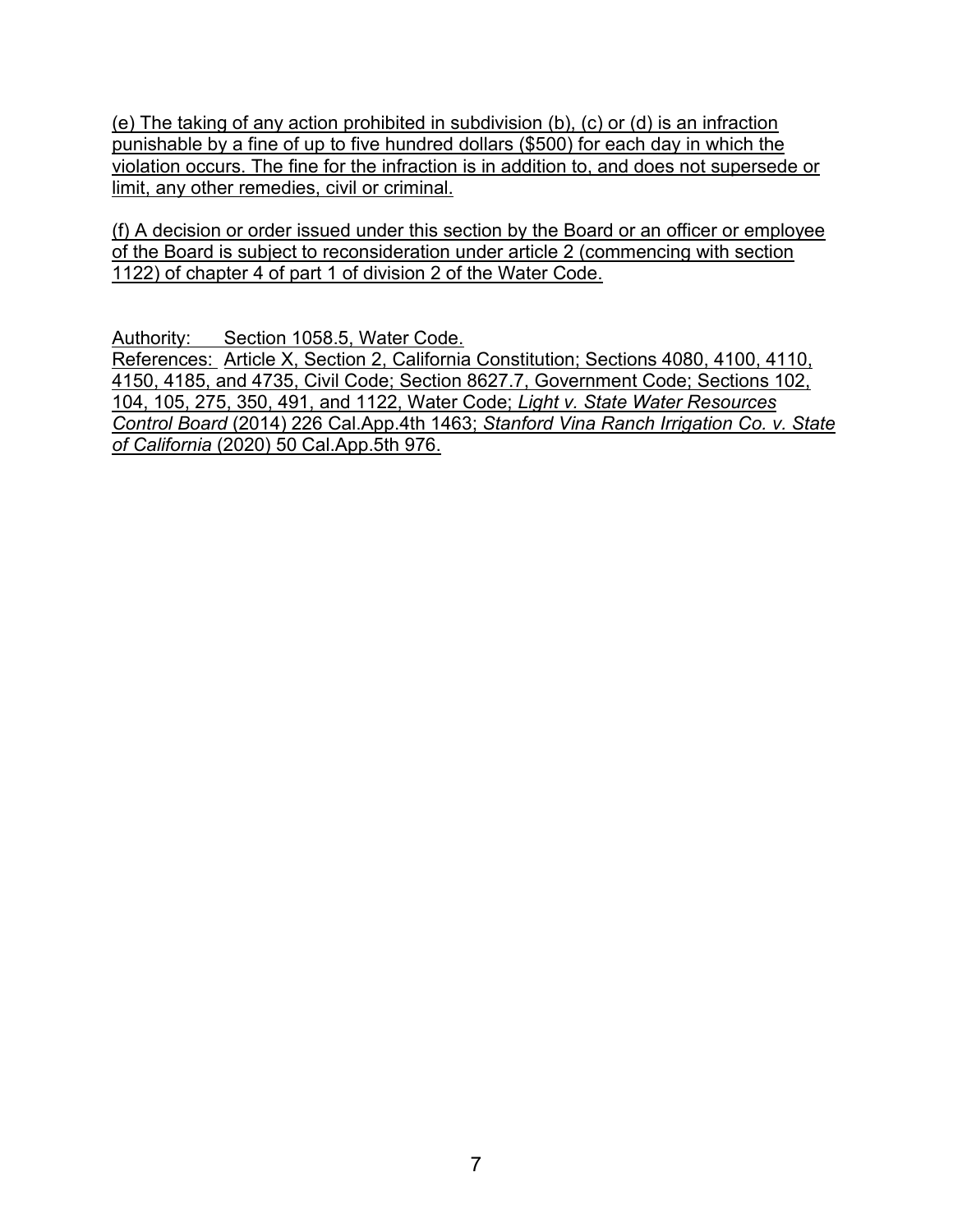(e) The taking of any action prohibited in subdivision (b), (c) or (d) is an infraction punishable by a fine of up to five hundred dollars ($500) for each day in which the violation occurs. The fine for the infraction is in addition to, and does not supersede or limit, any other remedies, civil or criminal.

(f) A decision or order issued under this section by the Board or an officer or employee of the Board is subject to reconsideration under article 2 (commencing with section 1122) of chapter 4 of part 1 of division 2 of the Water Code.

Authority: Section 1058.5, Water Code.
References: Article X, Section 2, California Constitution; Sections 4080, 4100, 4110, 4150, 4185, and 4735, Civil Code; Section 8627.7, Government Code; Sections 102, 104, 105, 275, 350, 491, and 1122, Water Code; *Light v. State Water Resources Control Board* (2014) 226 Cal.App.4th 1463; *Stanford Vina Ranch Irrigation Co. v. State of California* (2020) 50 Cal.App.5th 976.